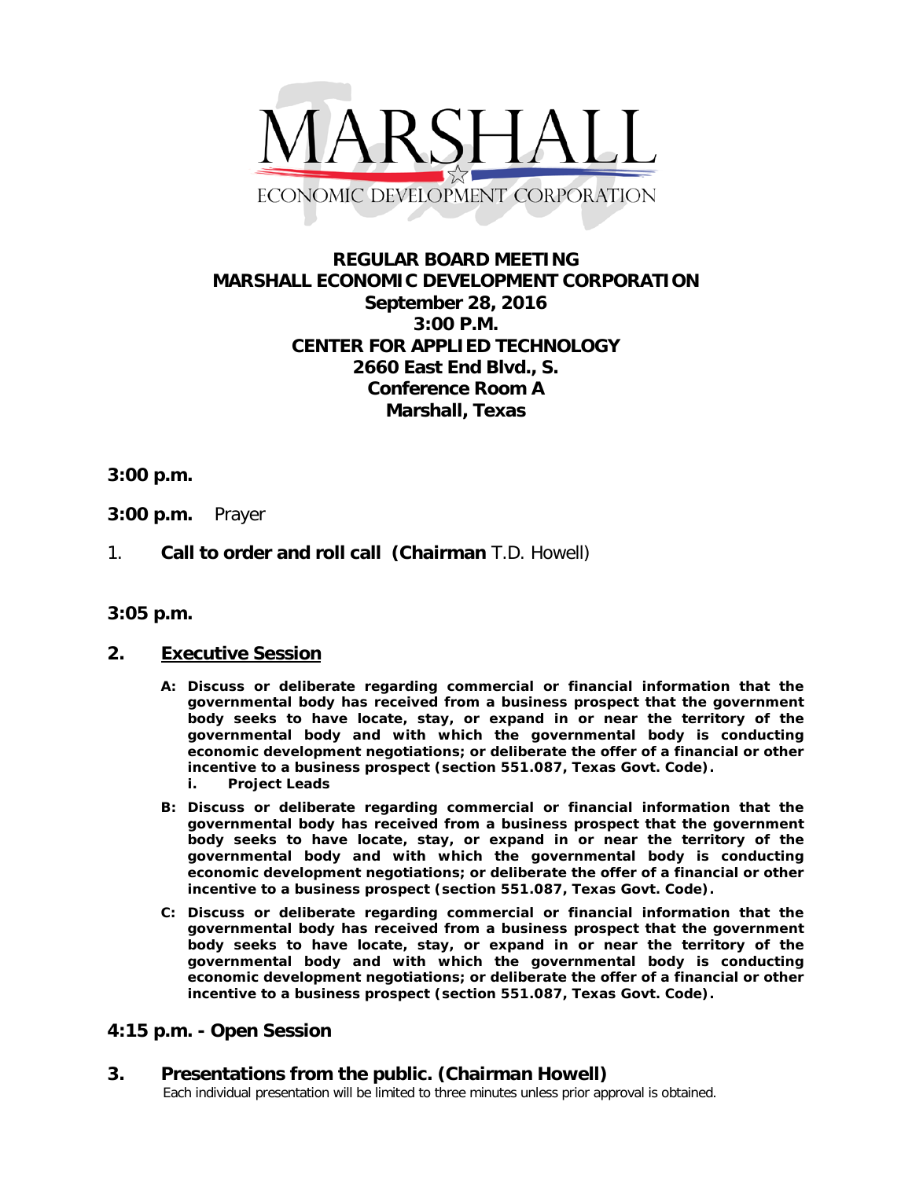MARSHALL

ECONOMIC DEVELOPMENT CORPORATION

# REGULAR BOARD MEETING
# MARSHALL ECONOMIC DEVELOPMENT CORPORATION

**September 28, 2016**
**3:00 P.M.**
**CENTER FOR APPLIED TECHNOLOGY**
**2660 East End Blvd., S.**
**Conference Room A**
**Marshall, Texas**

**3:00 p.m.**

**3:00 p.m.** Prayer

1. **Call to order and roll call (Chairman** T.D. Howell)

**3:05 p.m.**

## 2. Executive Session

- **A: Discuss or deliberate regarding commercial or financial information that the governmental body has received from a business prospect that the government body seeks to have locate, stay, or expand in or near the territory of the governmental body and with which the governmental body is conducting economic development negotiations; or deliberate the offer of a financial or other incentive to a business prospect (section 551.087, Texas Govt. Code).**
  - **i. Project Leads**
- **B: Discuss or deliberate regarding commercial or financial information that the governmental body has received from a business prospect that the government body seeks to have locate, stay, or expand in or near the territory of the governmental body and with which the governmental body is conducting economic development negotiations; or deliberate the offer of a financial or other incentive to a business prospect (section 551.087, Texas Govt. Code).**
- **C: Discuss or deliberate regarding commercial or financial information that the governmental body has received from a business prospect that the government body seeks to have locate, stay, or expand in or near the territory of the governmental body and with which the governmental body is conducting economic development negotiations; or deliberate the offer of a financial or other incentive to a business prospect (section 551.087, Texas Govt. Code).**

## 4:15 p.m. - Open Session

## 3. Presentations from the public. (Chairman Howell)

Each individual presentation will be limited to three minutes unless prior approval is obtained.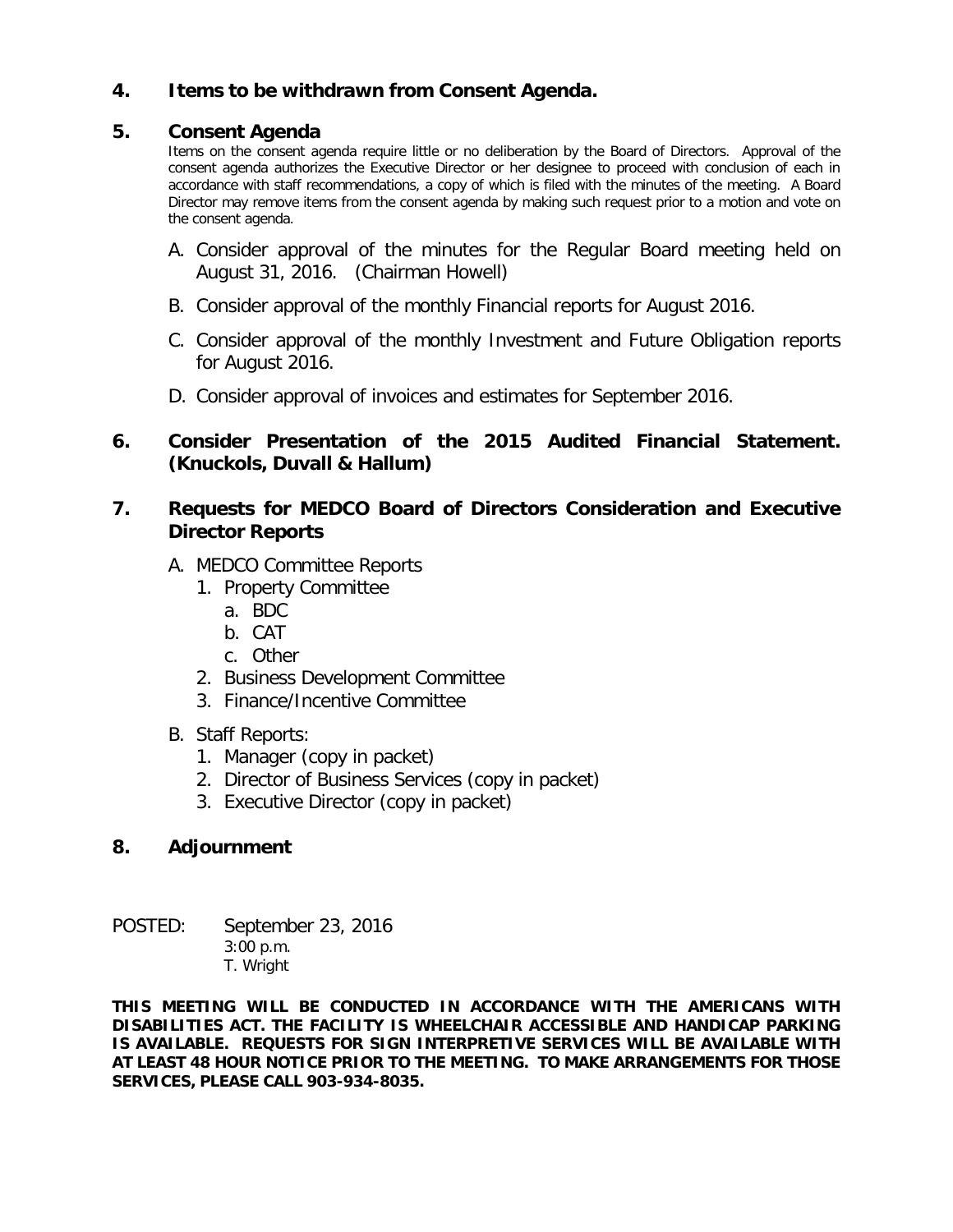## 4. Items to be withdrawn from Consent Agenda.

## 5. Consent Agenda

Items on the consent agenda require little or no deliberation by the Board of Directors. Approval of the consent agenda authorizes the Executive Director or her designee to proceed with conclusion of each in accordance with staff recommendations, a copy of which is filed with the minutes of the meeting. A Board Director may remove items from the consent agenda by making such request prior to a motion and vote on the consent agenda.

A. Consider approval of the minutes for the Regular Board meeting held on August 31, 2016. (Chairman Howell)

B. Consider approval of the monthly Financial reports for August 2016.

C. Consider approval of the monthly Investment and Future Obligation reports for August 2016.

D. Consider approval of invoices and estimates for September 2016.

## 6. Consider Presentation of the 2015 Audited Financial Statement. (Knuckols, Duvall & Hallum)

## 7. Requests for MEDCO Board of Directors Consideration and Executive Director Reports

A. MEDCO Committee Reports
   1. Property Committee
      a. BDC
      b. CAT
      c. Other
   2. Business Development Committee
   3. Finance/Incentive Committee

B. Staff Reports:
   1. Manager (copy in packet)
   2. Director of Business Services (copy in packet)
   3. Executive Director (copy in packet)

## 8. Adjournment

POSTED: September 23, 2016
3:00 p.m.
T. Wright

**THIS MEETING WILL BE CONDUCTED IN ACCORDANCE WITH THE AMERICANS WITH DISABILITIES ACT. THE FACILITY IS WHEELCHAIR ACCESSIBLE AND HANDICAP PARKING IS AVAILABLE. REQUESTS FOR SIGN INTERPRETIVE SERVICES WILL BE AVAILABLE WITH AT LEAST 48 HOUR NOTICE PRIOR TO THE MEETING. TO MAKE ARRANGEMENTS FOR THOSE SERVICES, PLEASE CALL 903-934-8035.**